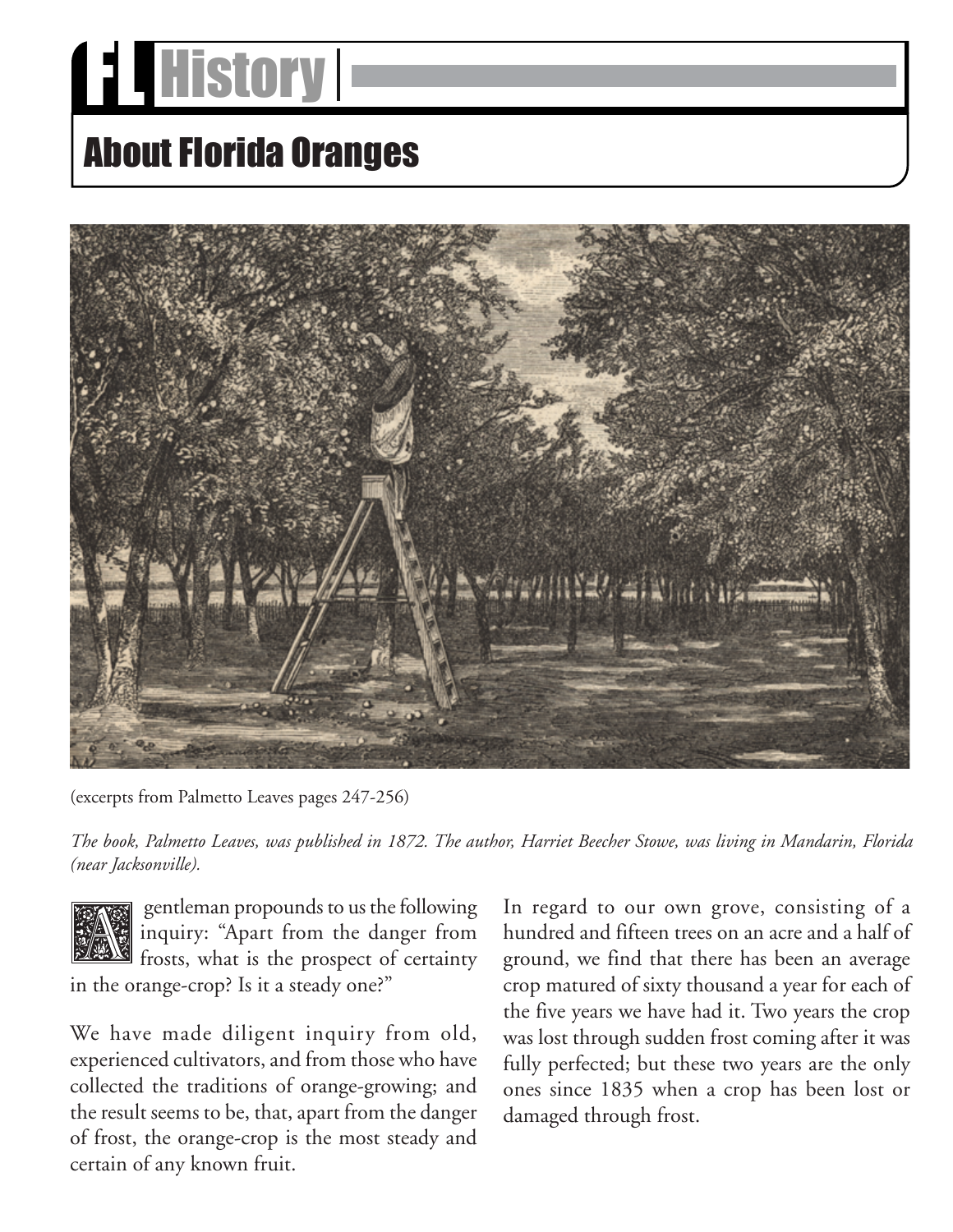# FL History

## About Florida Oranges

(excerpts from Palmetto Leaves pages 247-256)

*The book, Palmetto Leaves, was published in 1872. The author, Harriet Beecher Stowe, was living in Mandarin, Florida (near Jacksonville).*

A gentleman propounds to us the following inquiry: "Apart from the danger from frosts, what is the prospect of certainty in the orange-crop? Is it a steady one?"

We have made diligent inquiry from old, experienced cultivators, and from those who have collected the traditions of orange-growing; and the result seems to be, that, apart from the danger of frost, the orange-crop is the most steady and certain of any known fruit.

In regard to our own grove, consisting of a hundred and fifteen trees on an acre and a half of ground, we find that there has been an average crop matured of sixty thousand a year for each of the five years we have had it. Two years the crop was lost through sudden frost coming after it was fully perfected; but these two years are the only ones since 1835 when a crop has been lost or damaged through frost.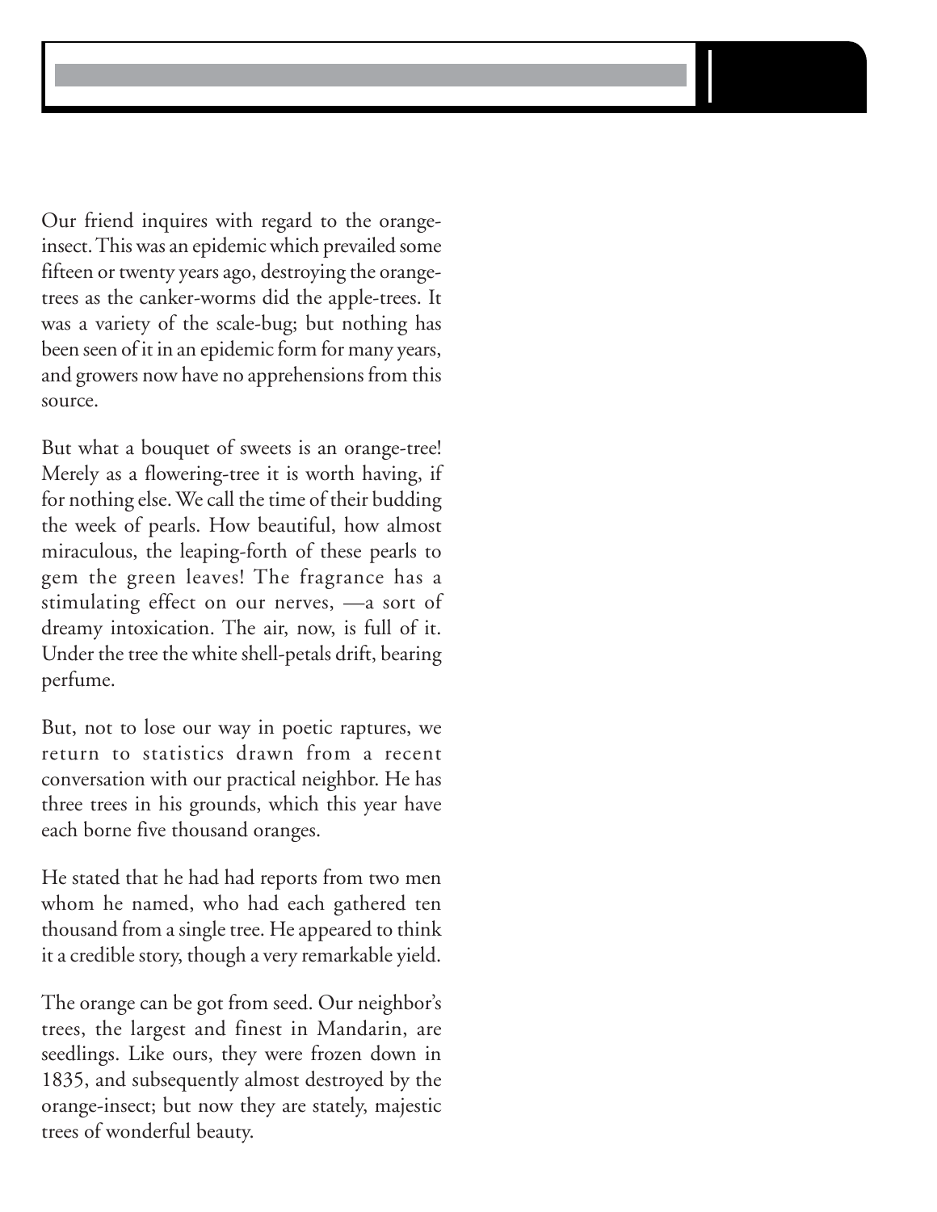Our friend inquires with regard to the orange-insect. This was an epidemic which prevailed some fifteen or twenty years ago, destroying the orange-trees as the canker-worms did the apple-trees. It was a variety of the scale-bug; but nothing has been seen of it in an epidemic form for many years, and growers now have no apprehensions from this source.

But what a bouquet of sweets is an orange-tree! Merely as a flowering-tree it is worth having, if for nothing else. We call the time of their budding the week of pearls. How beautiful, how almost miraculous, the leaping-forth of these pearls to gem the green leaves! The fragrance has a stimulating effect on our nerves, —a sort of dreamy intoxication. The air, now, is full of it. Under the tree the white shell-petals drift, bearing perfume.

But, not to lose our way in poetic raptures, we return to statistics drawn from a recent conversation with our practical neighbor. He has three trees in his grounds, which this year have each borne five thousand oranges.

He stated that he had had reports from two men whom he named, who had each gathered ten thousand from a single tree. He appeared to think it a credible story, though a very remarkable yield.

The orange can be got from seed. Our neighbor's trees, the largest and finest in Mandarin, are seedlings. Like ours, they were frozen down in 1835, and subsequently almost destroyed by the orange-insect; but now they are stately, majestic trees of wonderful beauty.